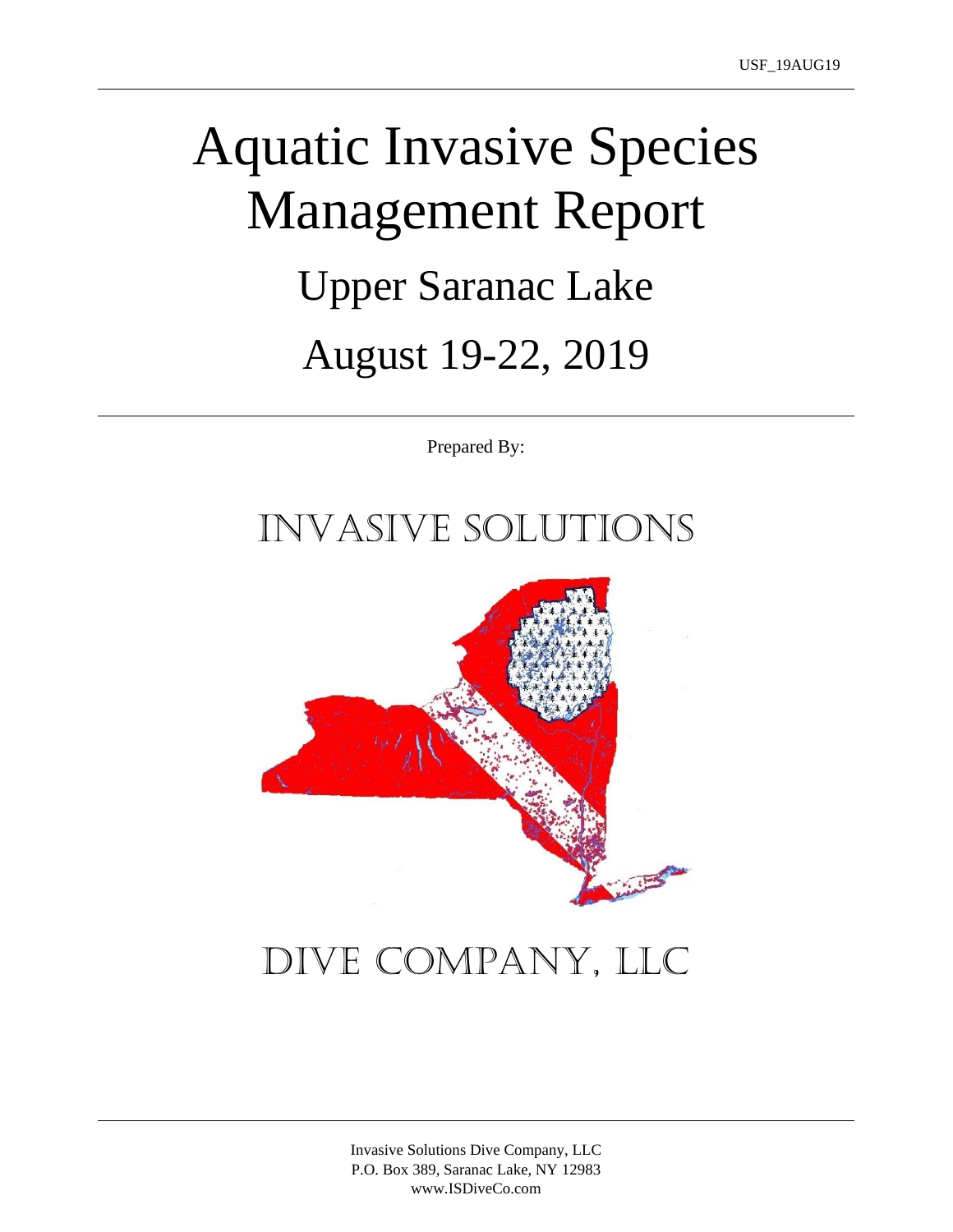USF_19AUG19

# Aquatic Invasive Species Management Report

## Upper Saranac Lake

## August 19-22, 2019

Prepared By:

INVASIVE SOLUTIONS

DIVE COMPANY, LLC

Invasive Solutions Dive Company, LLC
P.O. Box 389, Saranac Lake, NY 12983
www.ISDiveCo.com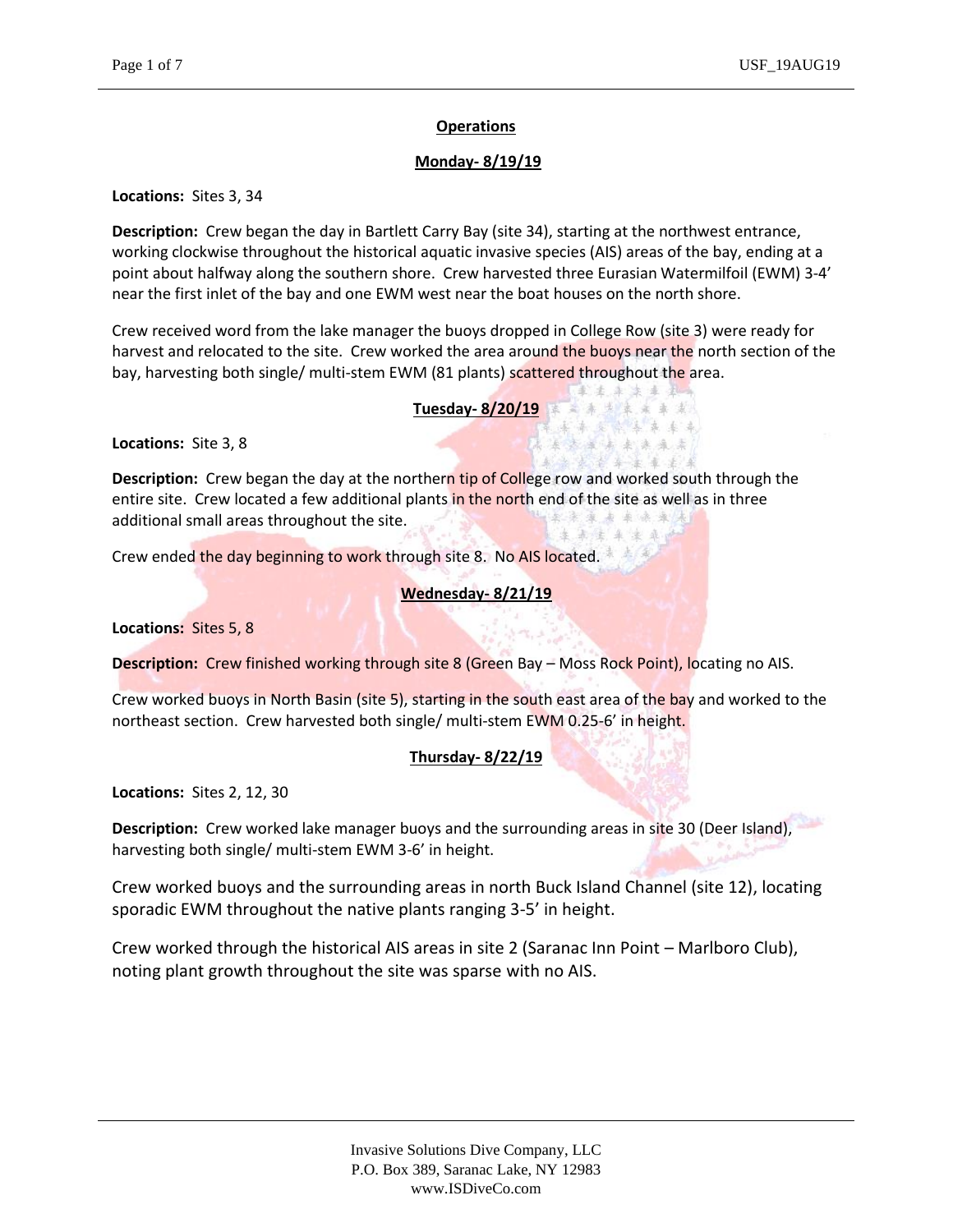## Operations

### Monday- 8/19/19

**Locations:** Sites 3, 34

**Description:** Crew began the day in Bartlett Carry Bay (site 34), starting at the northwest entrance, working clockwise throughout the historical aquatic invasive species (AIS) areas of the bay, ending at a point about halfway along the southern shore. Crew harvested three Eurasian Watermilfoil (EWM) 3-4' near the first inlet of the bay and one EWM west near the boat houses on the north shore.

Crew received word from the lake manager the buoys dropped in College Row (site 3) were ready for harvest and relocated to the site. Crew worked the area around the buoys near the north section of the bay, harvesting both single/ multi-stem EWM (81 plants) scattered throughout the area.

### Tuesday- 8/20/19

**Locations:** Site 3, 8

**Description:** Crew began the day at the northern tip of College row and worked south through the entire site. Crew located a few additional plants in the north end of the site as well as in three additional small areas throughout the site.

Crew ended the day beginning to work through site 8. No AIS located.

### Wednesday- 8/21/19

**Locations:** Sites 5, 8

**Description:** Crew finished working through site 8 (Green Bay – Moss Rock Point), locating no AIS.

Crew worked buoys in North Basin (site 5), starting in the south east area of the bay and worked to the northeast section. Crew harvested both single/ multi-stem EWM 0.25-6' in height.

### Thursday- 8/22/19

**Locations:** Sites 2, 12, 30

**Description:** Crew worked lake manager buoys and the surrounding areas in site 30 (Deer Island), harvesting both single/ multi-stem EWM 3-6' in height.

Crew worked buoys and the surrounding areas in north Buck Island Channel (site 12), locating sporadic EWM throughout the native plants ranging 3-5' in height.

Crew worked through the historical AIS areas in site 2 (Saranac Inn Point – Marlboro Club), noting plant growth throughout the site was sparse with no AIS.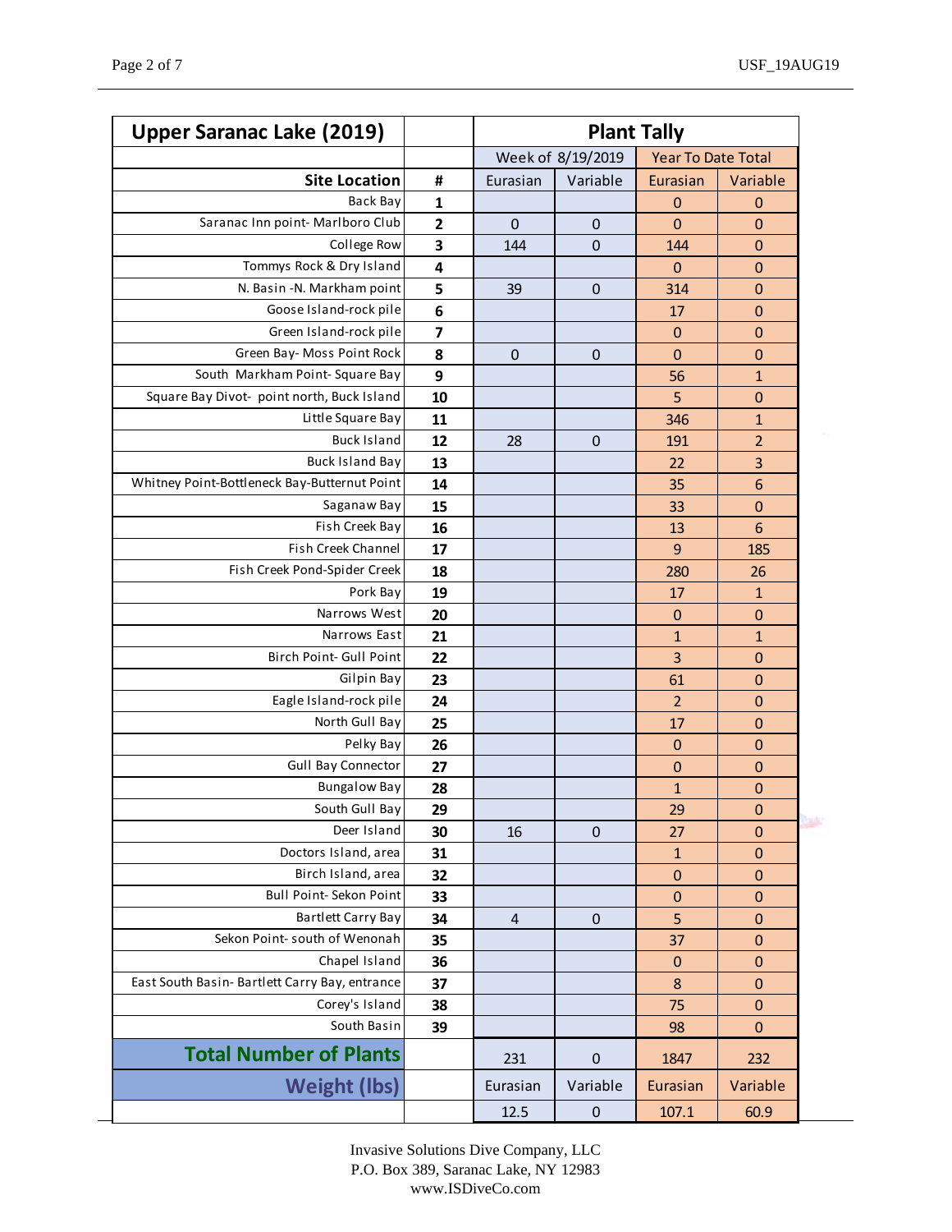| Upper Saranac Lake (2019) | | Plant Tally | | | |
|---|---|---|---|---|---|
| | | Week of 8/19/2019 | | Year To Date Total | |
| **Site Location** | **#** | Eurasian | Variable | Eurasian | Variable |
| Back Bay | **1** | | | 0 | 0 |
| Saranac Inn point- Marlboro Club | **2** | 0 | 0 | 0 | 0 |
| College Row | **3** | 144 | 0 | 144 | 0 |
| Tommys Rock & Dry Island | **4** | | | 0 | 0 |
| N. Basin -N. Markham point | **5** | 39 | 0 | 314 | 0 |
| Goose Island-rock pile | **6** | | | 17 | 0 |
| Green Island-rock pile | **7** | | | 0 | 0 |
| Green Bay- Moss Point Rock | **8** | 0 | 0 | 0 | 0 |
| South Markham Point- Square Bay | **9** | | | 56 | 1 |
| Square Bay Divot- point north, Buck Island | **10** | | | 5 | 0 |
| Little Square Bay | **11** | | | 346 | 1 |
| Buck Island | **12** | 28 | 0 | 191 | 2 |
| Buck Island Bay | **13** | | | 22 | 3 |
| Whitney Point-Bottleneck Bay-Butternut Point | **14** | | | 35 | 6 |
| Saganaw Bay | **15** | | | 33 | 0 |
| Fish Creek Bay | **16** | | | 13 | 6 |
| Fish Creek Channel | **17** | | | 9 | 185 |
| Fish Creek Pond-Spider Creek | **18** | | | 280 | 26 |
| Pork Bay | **19** | | | 17 | 1 |
| Narrows West | **20** | | | 0 | 0 |
| Narrows East | **21** | | | 1 | 1 |
| Birch Point- Gull Point | **22** | | | 3 | 0 |
| Gilpin Bay | **23** | | | 61 | 0 |
| Eagle Island-rock pile | **24** | | | 2 | 0 |
| North Gull Bay | **25** | | | 17 | 0 |
| Pelky Bay | **26** | | | 0 | 0 |
| Gull Bay Connector | **27** | | | 0 | 0 |
| Bungalow Bay | **28** | | | 1 | 0 |
| South Gull Bay | **29** | | | 29 | 0 |
| Deer Island | **30** | 16 | 0 | 27 | 0 |
| Doctors Island, area | **31** | | | 1 | 0 |
| Birch Island, area | **32** | | | 0 | 0 |
| Bull Point- Sekon Point | **33** | | | 0 | 0 |
| Bartlett Carry Bay | **34** | 4 | 0 | 5 | 0 |
| Sekon Point- south of Wenonah | **35** | | | 37 | 0 |
| Chapel Island | **36** | | | 0 | 0 |
| East South Basin- Bartlett Carry Bay, entrance | **37** | | | 8 | 0 |
| Corey's Island | **38** | | | 75 | 0 |
| South Basin | **39** | | | 98 | 0 |
| **Total Number of Plants** | | 231 | 0 | 1847 | 232 |
| **Weight (lbs)** | | Eurasian | Variable | Eurasian | Variable |
| | | 12.5 | 0 | 107.1 | 60.9 |

Invasive Solutions Dive Company, LLC
P.O. Box 389, Saranac Lake, NY 12983
www.ISDiveCo.com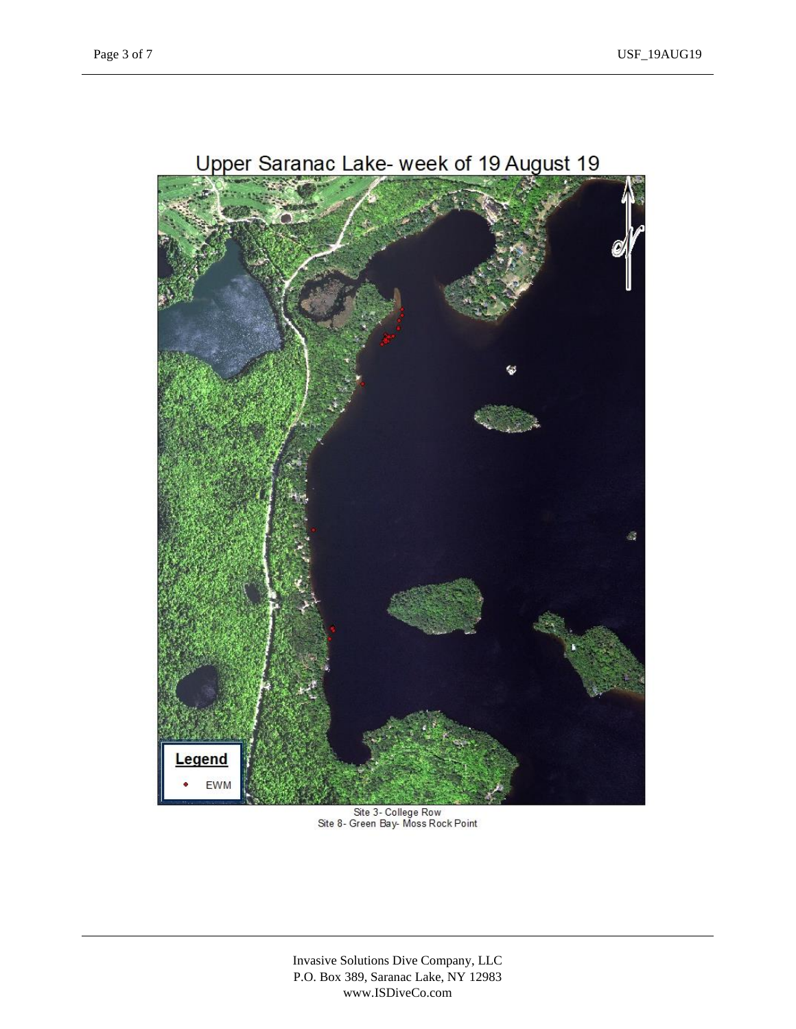## Upper Saranac Lake- week of 19 August 19

**Legend**

- EWM

Site 3- College Row
Site 8- Green Bay- Moss Rock Point

Invasive Solutions Dive Company, LLC
P.O. Box 389, Saranac Lake, NY 12983
www.ISDiveCo.com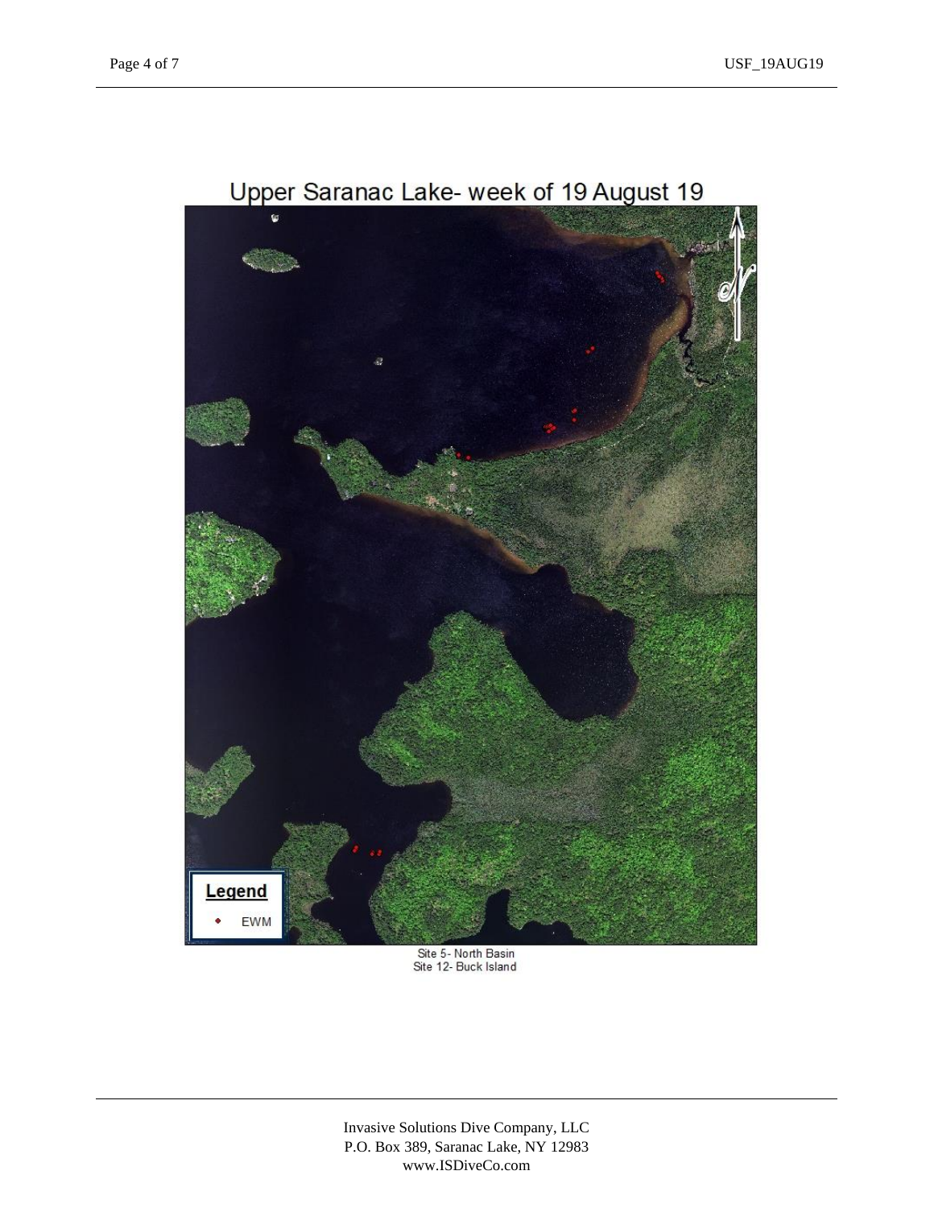Upper Saranac Lake- week of 19 August 19

Legend

EWM

Site 5- North Basin
Site 12- Buck Island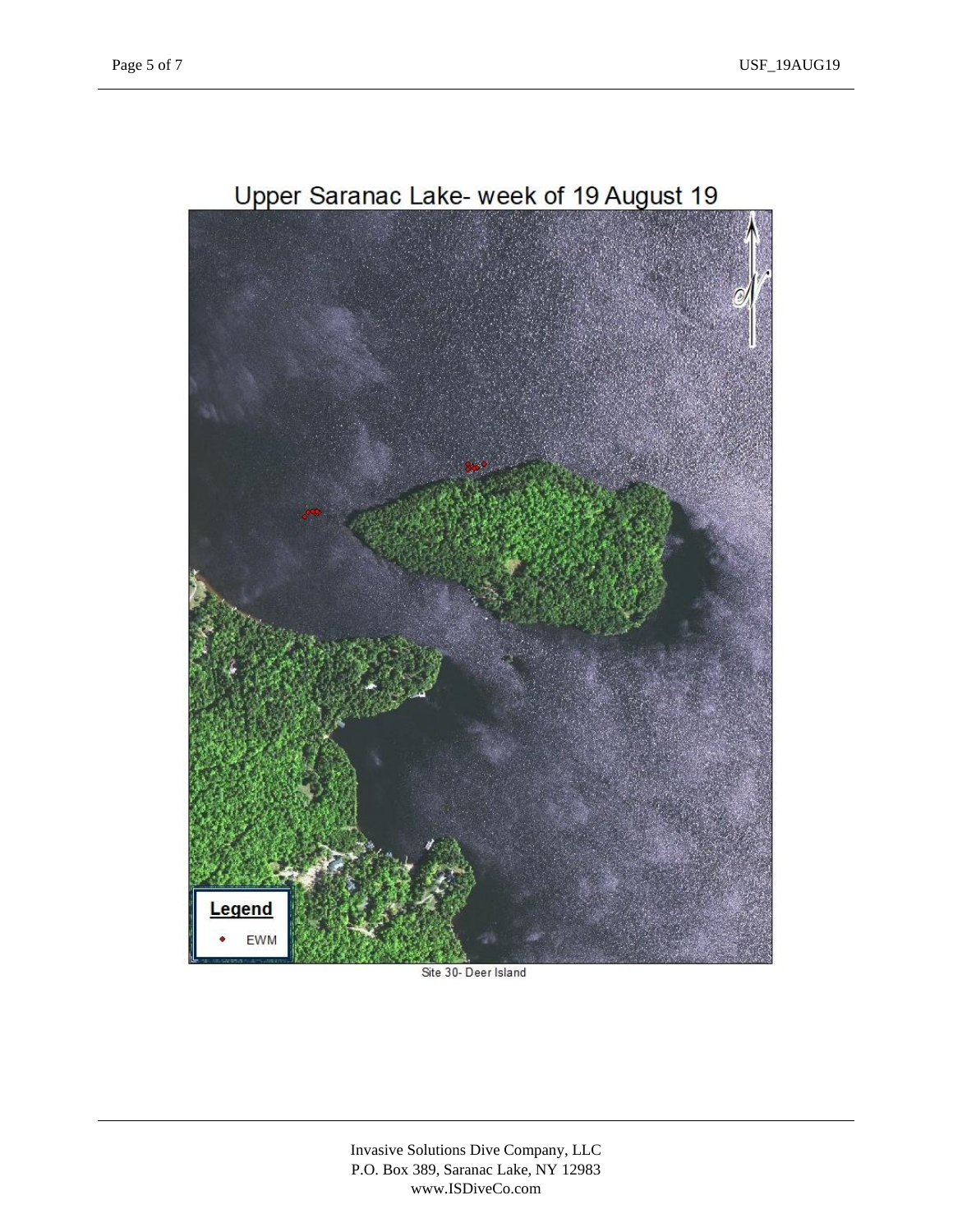Upper Saranac Lake- week of 19 August 19

Legend

EWM

Site 30- Deer Island

Invasive Solutions Dive Company, LLC
P.O. Box 389, Saranac Lake, NY 12983
www.ISDiveCo.com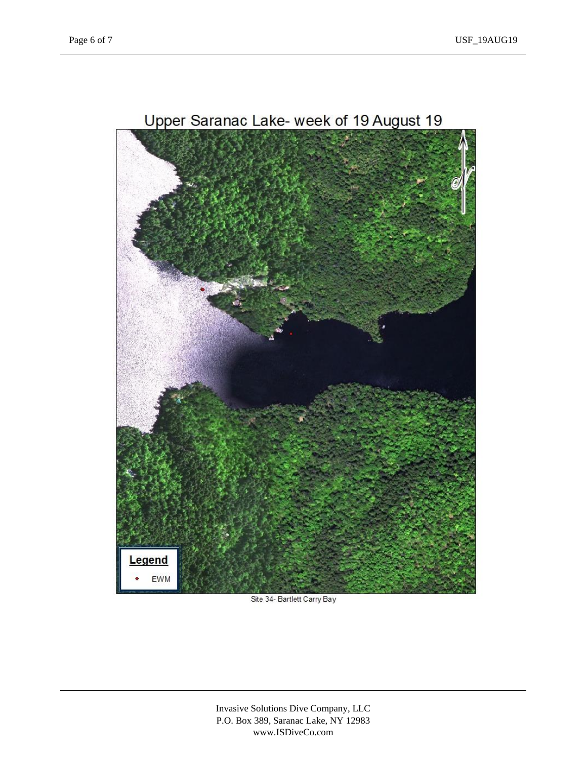Upper Saranac Lake- week of 19 August 19

Legend

EWM

Site 34- Bartlett Carry Bay